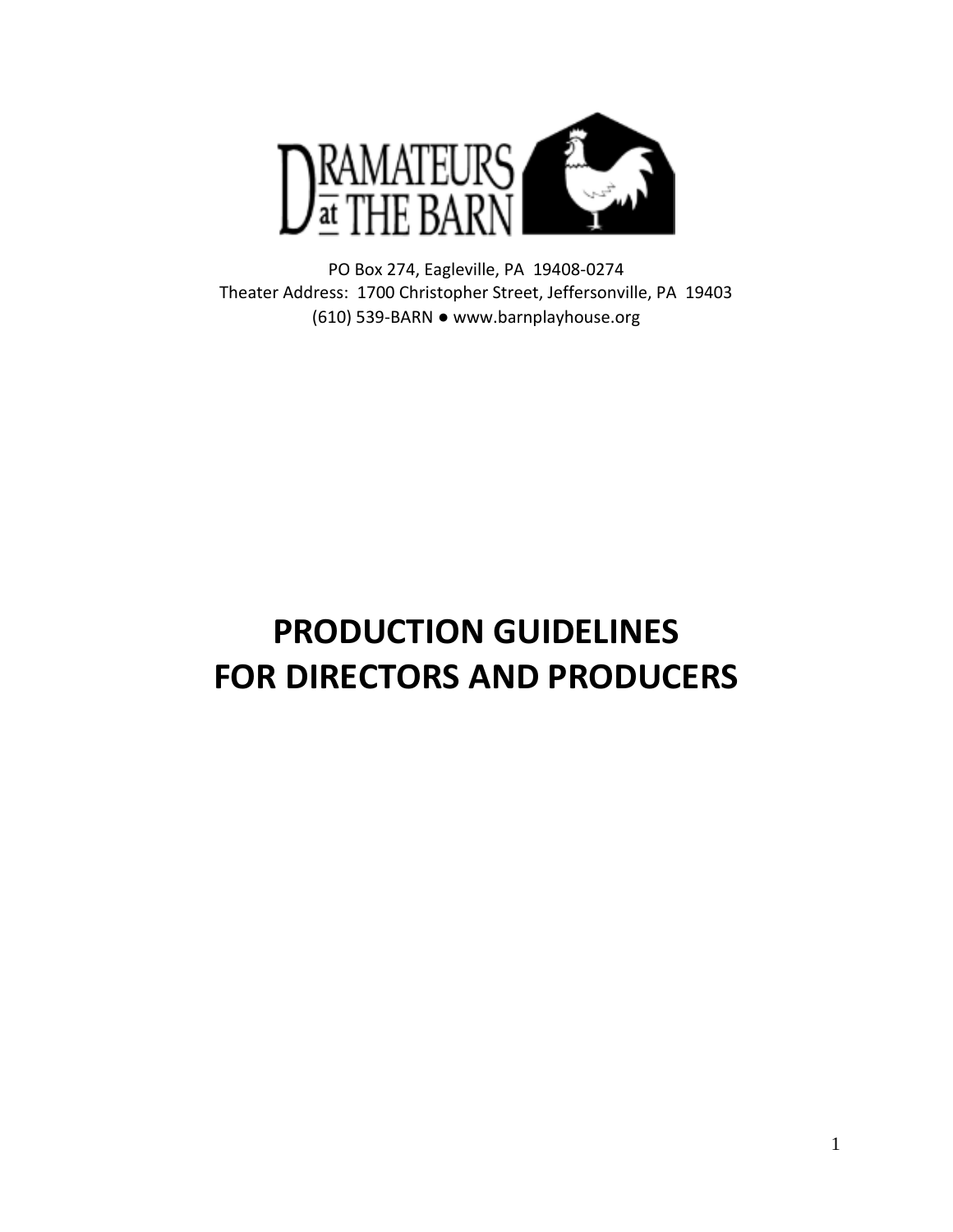DRAMATEURS at THE BARN

PO Box 274, Eagleville, PA 19408-0274
Theater Address: 1700 Christopher Street, Jeffersonville, PA 19403
(610) 539-BARN ● www.barnplayhouse.org

# PRODUCTION GUIDELINES FOR DIRECTORS AND PRODUCERS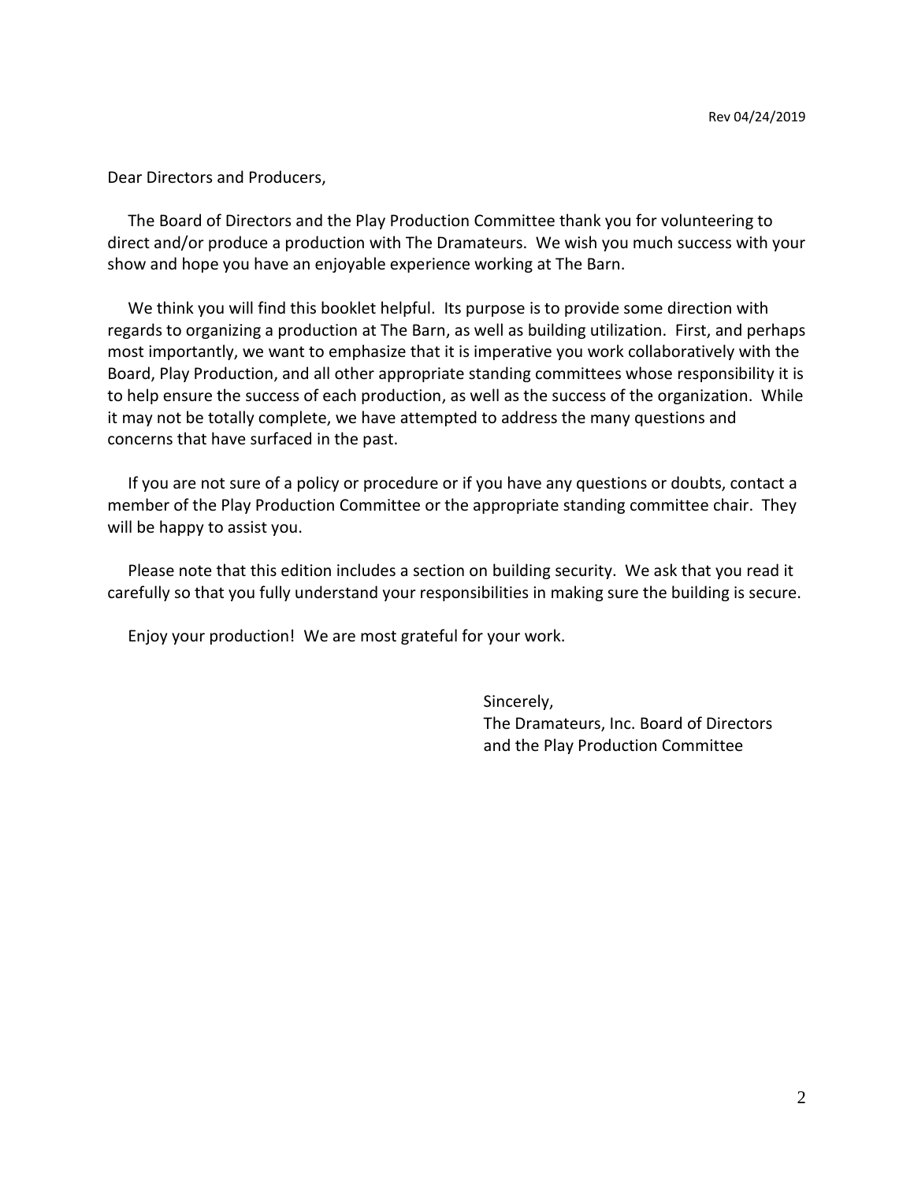Rev 04/24/2019

Dear Directors and Producers,

The Board of Directors and the Play Production Committee thank you for volunteering to direct and/or produce a production with The Dramateurs. We wish you much success with your show and hope you have an enjoyable experience working at The Barn.

We think you will find this booklet helpful. Its purpose is to provide some direction with regards to organizing a production at The Barn, as well as building utilization. First, and perhaps most importantly, we want to emphasize that it is imperative you work collaboratively with the Board, Play Production, and all other appropriate standing committees whose responsibility it is to help ensure the success of each production, as well as the success of the organization. While it may not be totally complete, we have attempted to address the many questions and concerns that have surfaced in the past.

If you are not sure of a policy or procedure or if you have any questions or doubts, contact a member of the Play Production Committee or the appropriate standing committee chair. They will be happy to assist you.

Please note that this edition includes a section on building security. We ask that you read it carefully so that you fully understand your responsibilities in making sure the building is secure.

Enjoy your production! We are most grateful for your work.

Sincerely,
The Dramateurs, Inc. Board of Directors
and the Play Production Committee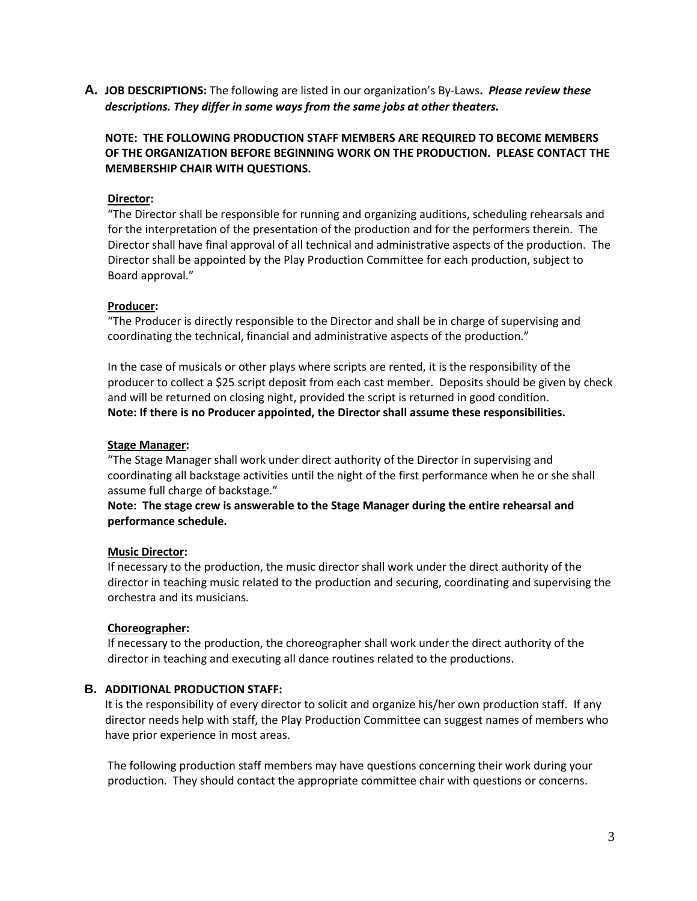**A. JOB DESCRIPTIONS:** The following are listed in our organization's By-Laws**.** ***Please review these descriptions. They differ in some ways from the same jobs at other theaters.***

**NOTE: THE FOLLOWING PRODUCTION STAFF MEMBERS ARE REQUIRED TO BECOME MEMBERS OF THE ORGANIZATION BEFORE BEGINNING WORK ON THE PRODUCTION. PLEASE CONTACT THE MEMBERSHIP CHAIR WITH QUESTIONS.**

**Director:**

"The Director shall be responsible for running and organizing auditions, scheduling rehearsals and for the interpretation of the presentation of the production and for the performers therein. The Director shall have final approval of all technical and administrative aspects of the production. The Director shall be appointed by the Play Production Committee for each production, subject to Board approval."

**Producer:**

"The Producer is directly responsible to the Director and shall be in charge of supervising and coordinating the technical, financial and administrative aspects of the production."

In the case of musicals or other plays where scripts are rented, it is the responsibility of the producer to collect a $25 script deposit from each cast member. Deposits should be given by check and will be returned on closing night, provided the script is returned in good condition.
**Note: If there is no Producer appointed, the Director shall assume these responsibilities.**

**Stage Manager:**

"The Stage Manager shall work under direct authority of the Director in supervising and coordinating all backstage activities until the night of the first performance when he or she shall assume full charge of backstage."
**Note: The stage crew is answerable to the Stage Manager during the entire rehearsal and performance schedule.**

**Music Director:**

If necessary to the production, the music director shall work under the direct authority of the director in teaching music related to the production and securing, coordinating and supervising the orchestra and its musicians.

**Choreographer:**

If necessary to the production, the choreographer shall work under the direct authority of the director in teaching and executing all dance routines related to the productions.

**B. ADDITIONAL PRODUCTION STAFF:**

It is the responsibility of every director to solicit and organize his/her own production staff. If any director needs help with staff, the Play Production Committee can suggest names of members who have prior experience in most areas.

The following production staff members may have questions concerning their work during your production. They should contact the appropriate committee chair with questions or concerns.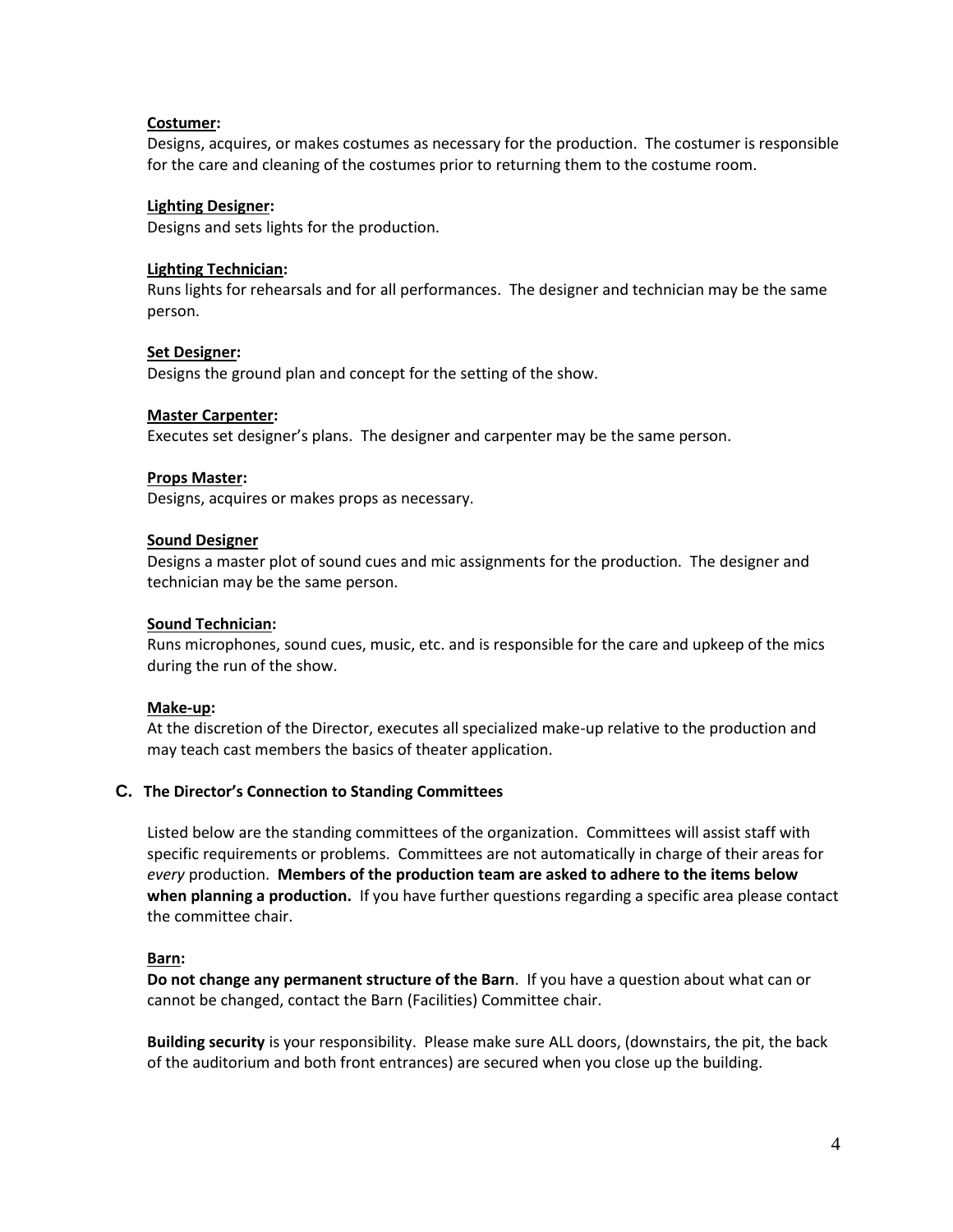**<u>Costumer</u>:**
Designs, acquires, or makes costumes as necessary for the production. The costumer is responsible for the care and cleaning of the costumes prior to returning them to the costume room.

**<u>Lighting Designer</u>:**
Designs and sets lights for the production.

**<u>Lighting Technician</u>:**
Runs lights for rehearsals and for all performances. The designer and technician may be the same person.

**<u>Set Designer</u>:**
Designs the ground plan and concept for the setting of the show.

**<u>Master Carpenter</u>:**
Executes set designer's plans. The designer and carpenter may be the same person.

**<u>Props Master</u>:**
Designs, acquires or makes props as necessary.

**<u>Sound Designer</u>**
Designs a master plot of sound cues and mic assignments for the production. The designer and technician may be the same person.

**<u>Sound Technician</u>:**
Runs microphones, sound cues, music, etc. and is responsible for the care and upkeep of the mics during the run of the show.

**<u>Make-up</u>:**
At the discretion of the Director, executes all specialized make-up relative to the production and may teach cast members the basics of theater application.

### C. The Director's Connection to Standing Committees

Listed below are the standing committees of the organization. Committees will assist staff with specific requirements or problems. Committees are not automatically in charge of their areas for *every* production. **Members of the production team are asked to adhere to the items below when planning a production.** If you have further questions regarding a specific area please contact the committee chair.

**<u>Barn</u>:**
**Do not change any permanent structure of the Barn**. If you have a question about what can or cannot be changed, contact the Barn (Facilities) Committee chair.

**Building security** is your responsibility. Please make sure ALL doors, (downstairs, the pit, the back of the auditorium and both front entrances) are secured when you close up the building.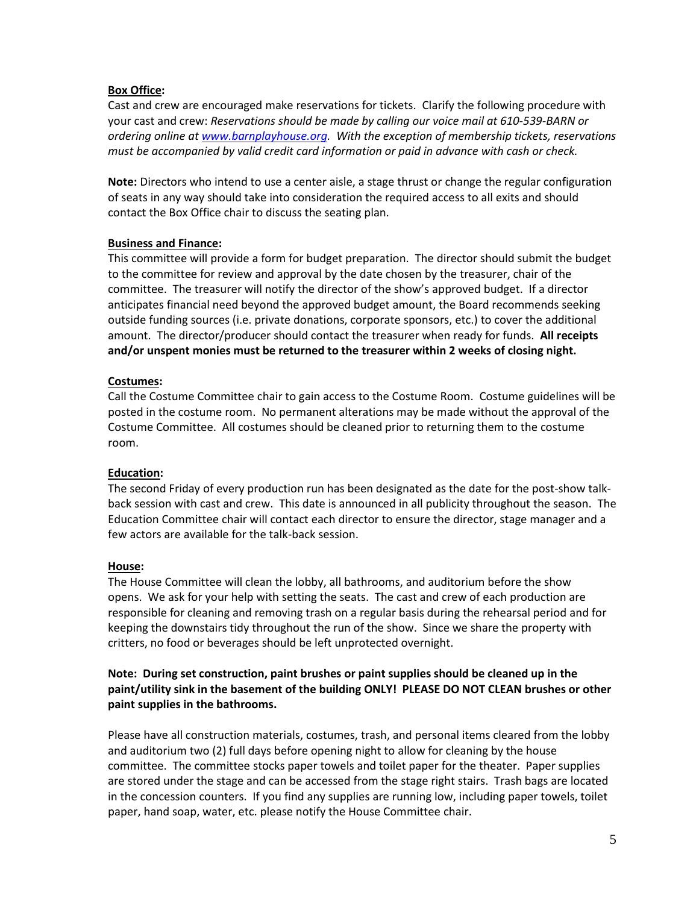**<u>Box Office</u>:**

Cast and crew are encouraged make reservations for tickets. Clarify the following procedure with your cast and crew: *Reservations should be made by calling our voice mail at 610-539-BARN or ordering online at [www.barnplayhouse.org](http://www.barnplayhouse.org). With the exception of membership tickets, reservations must be accompanied by valid credit card information or paid in advance with cash or check.*

**Note:** Directors who intend to use a center aisle, a stage thrust or change the regular configuration of seats in any way should take into consideration the required access to all exits and should contact the Box Office chair to discuss the seating plan.

**<u>Business and Finance</u>:**

This committee will provide a form for budget preparation. The director should submit the budget to the committee for review and approval by the date chosen by the treasurer, chair of the committee. The treasurer will notify the director of the show's approved budget. If a director anticipates financial need beyond the approved budget amount, the Board recommends seeking outside funding sources (i.e. private donations, corporate sponsors, etc.) to cover the additional amount. The director/producer should contact the treasurer when ready for funds. **All receipts and/or unspent monies must be returned to the treasurer within 2 weeks of closing night.**

**<u>Costumes</u>:**

Call the Costume Committee chair to gain access to the Costume Room. Costume guidelines will be posted in the costume room. No permanent alterations may be made without the approval of the Costume Committee. All costumes should be cleaned prior to returning them to the costume room.

**<u>Education</u>:**

The second Friday of every production run has been designated as the date for the post-show talk-back session with cast and crew. This date is announced in all publicity throughout the season. The Education Committee chair will contact each director to ensure the director, stage manager and a few actors are available for the talk-back session.

**<u>House</u>:**

The House Committee will clean the lobby, all bathrooms, and auditorium before the show opens. We ask for your help with setting the seats. The cast and crew of each production are responsible for cleaning and removing trash on a regular basis during the rehearsal period and for keeping the downstairs tidy throughout the run of the show. Since we share the property with critters, no food or beverages should be left unprotected overnight.

**Note: During set construction, paint brushes or paint supplies should be cleaned up in the paint/utility sink in the basement of the building ONLY! PLEASE DO NOT CLEAN brushes or other paint supplies in the bathrooms.**

Please have all construction materials, costumes, trash, and personal items cleared from the lobby and auditorium two (2) full days before opening night to allow for cleaning by the house committee. The committee stocks paper towels and toilet paper for the theater. Paper supplies are stored under the stage and can be accessed from the stage right stairs. Trash bags are located in the concession counters. If you find any supplies are running low, including paper towels, toilet paper, hand soap, water, etc. please notify the House Committee chair.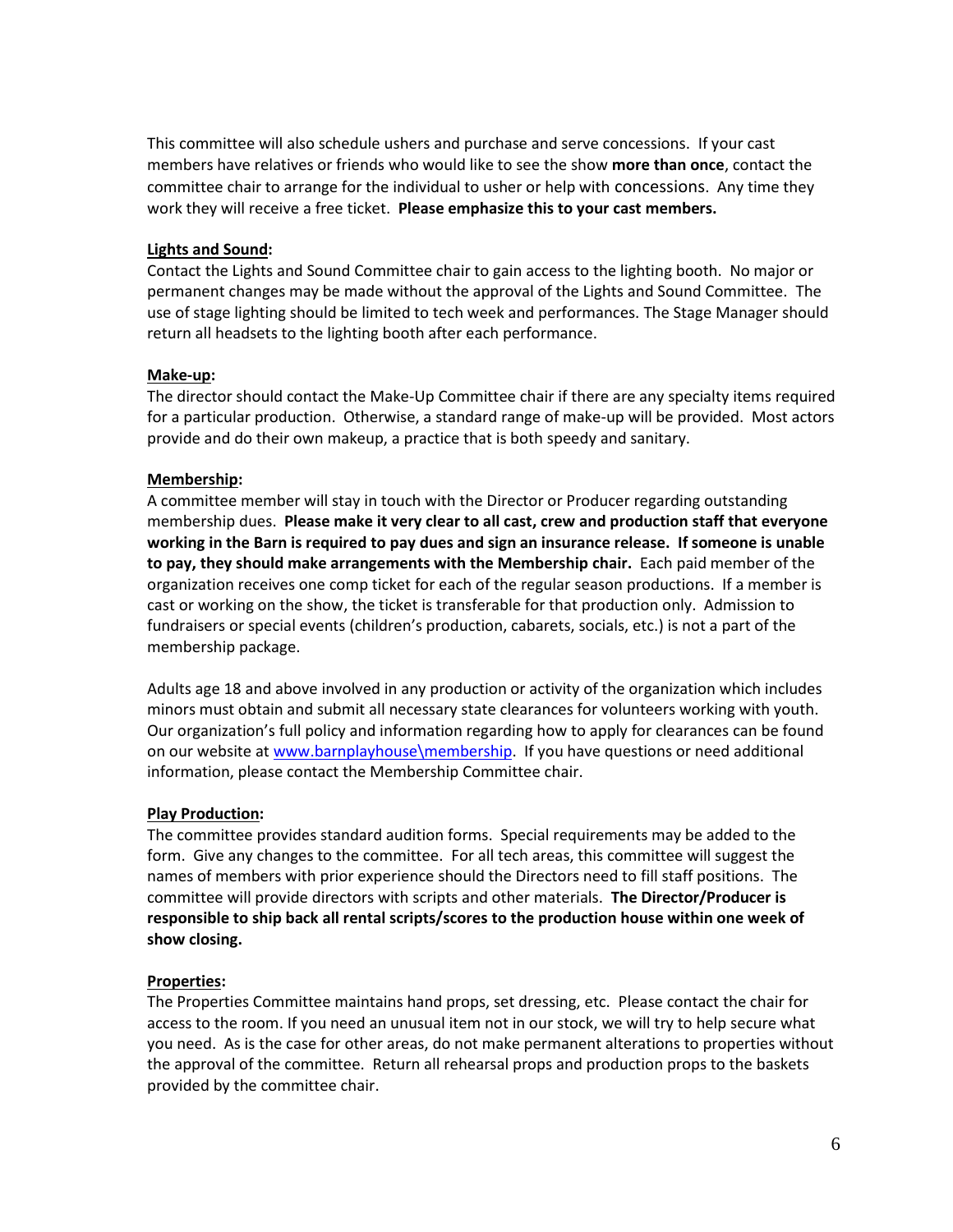This committee will also schedule ushers and purchase and serve concessions. If your cast members have relatives or friends who would like to see the show **more than once**, contact the committee chair to arrange for the individual to usher or help with concessions. Any time they work they will receive a free ticket. **Please emphasize this to your cast members.**

**Lights and Sound:**
Contact the Lights and Sound Committee chair to gain access to the lighting booth. No major or permanent changes may be made without the approval of the Lights and Sound Committee. The use of stage lighting should be limited to tech week and performances. The Stage Manager should return all headsets to the lighting booth after each performance.

**Make-up:**
The director should contact the Make-Up Committee chair if there are any specialty items required for a particular production. Otherwise, a standard range of make-up will be provided. Most actors provide and do their own makeup, a practice that is both speedy and sanitary.

**Membership:**
A committee member will stay in touch with the Director or Producer regarding outstanding membership dues. **Please make it very clear to all cast, crew and production staff that everyone working in the Barn is required to pay dues and sign an insurance release. If someone is unable to pay, they should make arrangements with the Membership chair.** Each paid member of the organization receives one comp ticket for each of the regular season productions. If a member is cast or working on the show, the ticket is transferable for that production only. Admission to fundraisers or special events (children's production, cabarets, socials, etc.) is not a part of the membership package.

Adults age 18 and above involved in any production or activity of the organization which includes minors must obtain and submit all necessary state clearances for volunteers working with youth. Our organization's full policy and information regarding how to apply for clearances can be found on our website at [www.barnplayhouse\membership](www.barnplayhouse\membership). If you have questions or need additional information, please contact the Membership Committee chair.

**Play Production:**
The committee provides standard audition forms. Special requirements may be added to the form. Give any changes to the committee. For all tech areas, this committee will suggest the names of members with prior experience should the Directors need to fill staff positions. The committee will provide directors with scripts and other materials. **The Director/Producer is responsible to ship back all rental scripts/scores to the production house within one week of show closing.**

**Properties:**
The Properties Committee maintains hand props, set dressing, etc. Please contact the chair for access to the room. If you need an unusual item not in our stock, we will try to help secure what you need. As is the case for other areas, do not make permanent alterations to properties without the approval of the committee. Return all rehearsal props and production props to the baskets provided by the committee chair.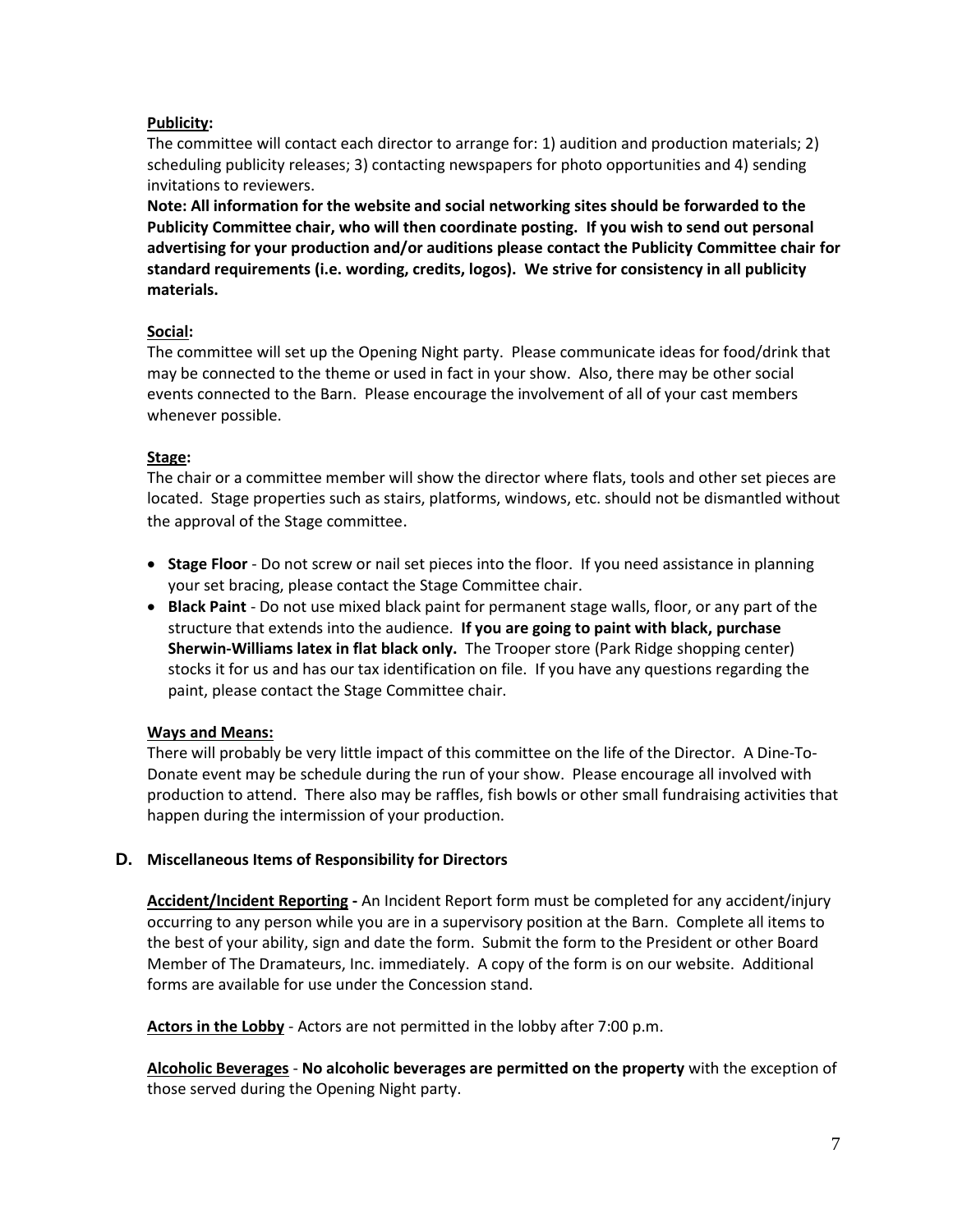**Publicity:**

The committee will contact each director to arrange for: 1) audition and production materials; 2) scheduling publicity releases; 3) contacting newspapers for photo opportunities and 4) sending invitations to reviewers.

**Note: All information for the website and social networking sites should be forwarded to the Publicity Committee chair, who will then coordinate posting. If you wish to send out personal advertising for your production and/or auditions please contact the Publicity Committee chair for standard requirements (i.e. wording, credits, logos). We strive for consistency in all publicity materials.**

**Social:**

The committee will set up the Opening Night party. Please communicate ideas for food/drink that may be connected to the theme or used in fact in your show. Also, there may be other social events connected to the Barn. Please encourage the involvement of all of your cast members whenever possible.

**Stage:**

The chair or a committee member will show the director where flats, tools and other set pieces are located. Stage properties such as stairs, platforms, windows, etc. should not be dismantled without the approval of the Stage committee.

- **Stage Floor** - Do not screw or nail set pieces into the floor. If you need assistance in planning your set bracing, please contact the Stage Committee chair.
- **Black Paint** - Do not use mixed black paint for permanent stage walls, floor, or any part of the structure that extends into the audience. **If you are going to paint with black, purchase Sherwin-Williams latex in flat black only.** The Trooper store (Park Ridge shopping center) stocks it for us and has our tax identification on file. If you have any questions regarding the paint, please contact the Stage Committee chair.

**Ways and Means:**

There will probably be very little impact of this committee on the life of the Director. A Dine-To-Donate event may be schedule during the run of your show. Please encourage all involved with production to attend. There also may be raffles, fish bowls or other small fundraising activities that happen during the intermission of your production.

## D. Miscellaneous Items of Responsibility for Directors

**Accident/Incident Reporting -** An Incident Report form must be completed for any accident/injury occurring to any person while you are in a supervisory position at the Barn. Complete all items to the best of your ability, sign and date the form. Submit the form to the President or other Board Member of The Dramateurs, Inc. immediately. A copy of the form is on our website. Additional forms are available for use under the Concession stand.

**Actors in the Lobby** - Actors are not permitted in the lobby after 7:00 p.m.

**Alcoholic Beverages** - **No alcoholic beverages are permitted on the property** with the exception of those served during the Opening Night party.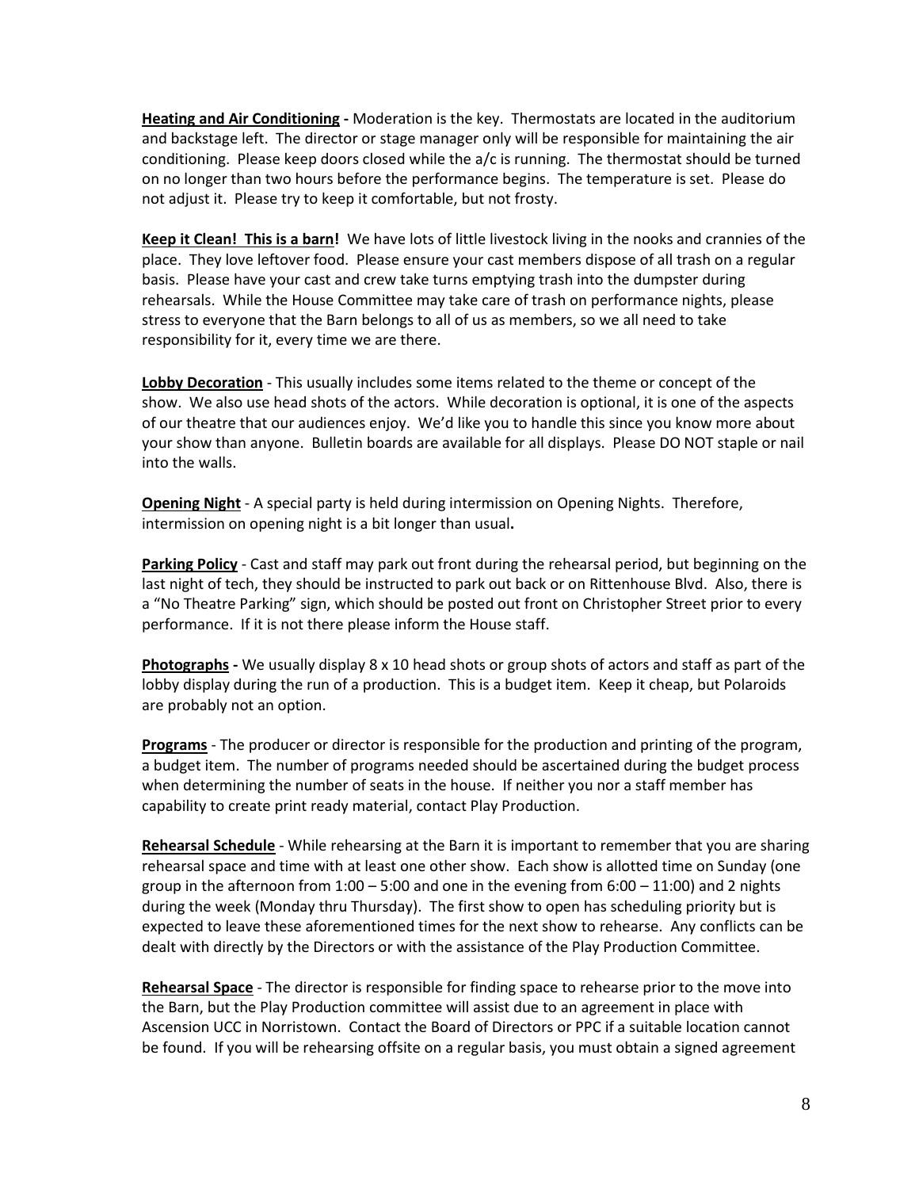**Heating and Air Conditioning -** Moderation is the key. Thermostats are located in the auditorium and backstage left. The director or stage manager only will be responsible for maintaining the air conditioning. Please keep doors closed while the a/c is running. The thermostat should be turned on no longer than two hours before the performance begins. The temperature is set. Please do not adjust it. Please try to keep it comfortable, but not frosty.

**Keep it Clean! This is a barn!** We have lots of little livestock living in the nooks and crannies of the place. They love leftover food. Please ensure your cast members dispose of all trash on a regular basis. Please have your cast and crew take turns emptying trash into the dumpster during rehearsals. While the House Committee may take care of trash on performance nights, please stress to everyone that the Barn belongs to all of us as members, so we all need to take responsibility for it, every time we are there.

**Lobby Decoration** - This usually includes some items related to the theme or concept of the show. We also use head shots of the actors. While decoration is optional, it is one of the aspects of our theatre that our audiences enjoy. We'd like you to handle this since you know more about your show than anyone. Bulletin boards are available for all displays. Please DO NOT staple or nail into the walls.

**Opening Night** - A special party is held during intermission on Opening Nights. Therefore, intermission on opening night is a bit longer than usual**.**

**Parking Policy** - Cast and staff may park out front during the rehearsal period, but beginning on the last night of tech, they should be instructed to park out back or on Rittenhouse Blvd. Also, there is a "No Theatre Parking" sign, which should be posted out front on Christopher Street prior to every performance. If it is not there please inform the House staff.

**Photographs -** We usually display 8 x 10 head shots or group shots of actors and staff as part of the lobby display during the run of a production. This is a budget item. Keep it cheap, but Polaroids are probably not an option.

**Programs** - The producer or director is responsible for the production and printing of the program, a budget item. The number of programs needed should be ascertained during the budget process when determining the number of seats in the house. If neither you nor a staff member has capability to create print ready material, contact Play Production.

**Rehearsal Schedule** - While rehearsing at the Barn it is important to remember that you are sharing rehearsal space and time with at least one other show. Each show is allotted time on Sunday (one group in the afternoon from 1:00 – 5:00 and one in the evening from 6:00 – 11:00) and 2 nights during the week (Monday thru Thursday). The first show to open has scheduling priority but is expected to leave these aforementioned times for the next show to rehearse. Any conflicts can be dealt with directly by the Directors or with the assistance of the Play Production Committee.

**Rehearsal Space** - The director is responsible for finding space to rehearse prior to the move into the Barn, but the Play Production committee will assist due to an agreement in place with Ascension UCC in Norristown. Contact the Board of Directors or PPC if a suitable location cannot be found. If you will be rehearsing offsite on a regular basis, you must obtain a signed agreement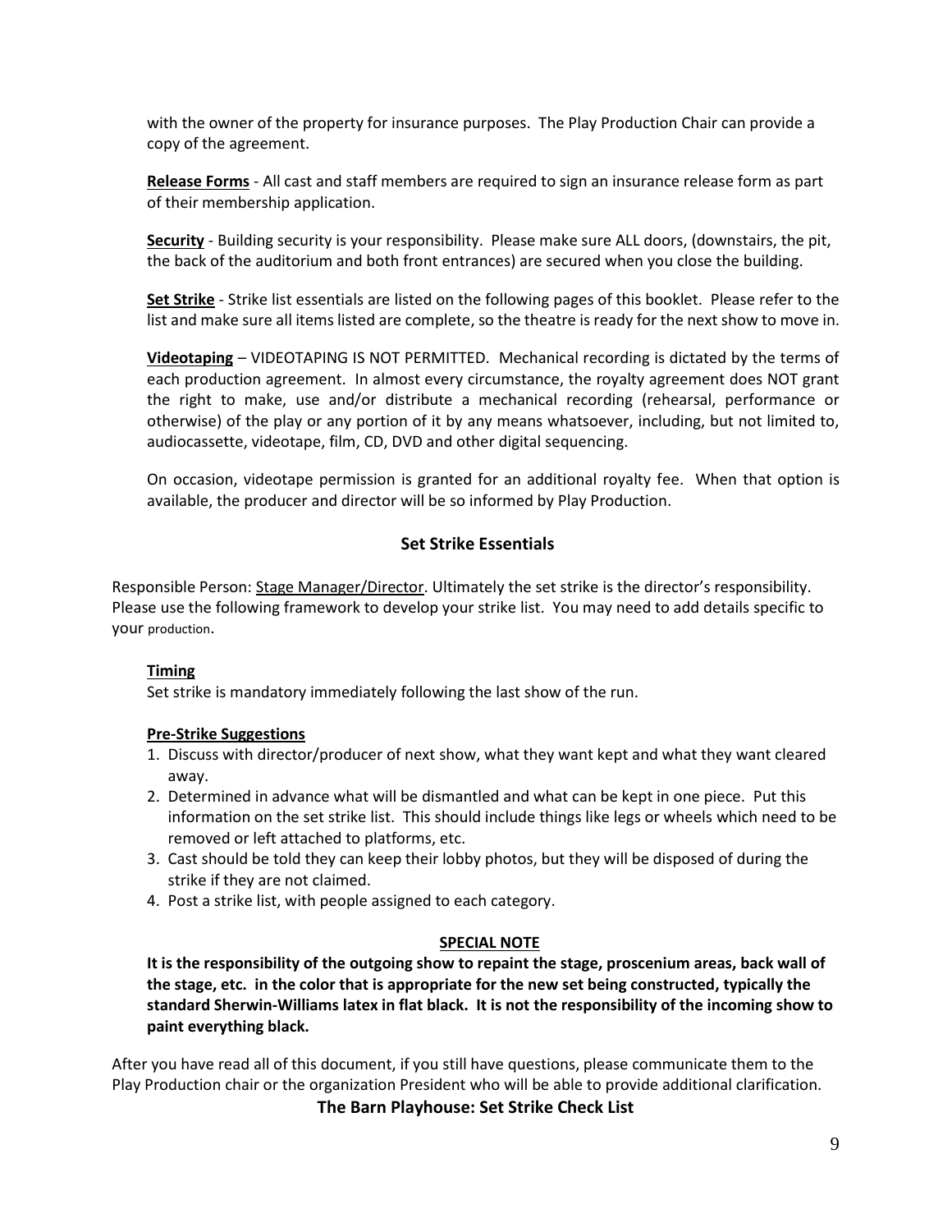with the owner of the property for insurance purposes. The Play Production Chair can provide a copy of the agreement.

**Release Forms** - All cast and staff members are required to sign an insurance release form as part of their membership application.

**Security** - Building security is your responsibility. Please make sure ALL doors, (downstairs, the pit, the back of the auditorium and both front entrances) are secured when you close the building.

**Set Strike** - Strike list essentials are listed on the following pages of this booklet. Please refer to the list and make sure all items listed are complete, so the theatre is ready for the next show to move in.

**Videotaping** – VIDEOTAPING IS NOT PERMITTED. Mechanical recording is dictated by the terms of each production agreement. In almost every circumstance, the royalty agreement does NOT grant the right to make, use and/or distribute a mechanical recording (rehearsal, performance or otherwise) of the play or any portion of it by any means whatsoever, including, but not limited to, audiocassette, videotape, film, CD, DVD and other digital sequencing.

On occasion, videotape permission is granted for an additional royalty fee. When that option is available, the producer and director will be so informed by Play Production.

## Set Strike Essentials

Responsible Person: Stage Manager/Director. Ultimately the set strike is the director's responsibility. Please use the following framework to develop your strike list. You may need to add details specific to your production.

**Timing**

Set strike is mandatory immediately following the last show of the run.

**Pre-Strike Suggestions**

1. Discuss with director/producer of next show, what they want kept and what they want cleared away.
2. Determined in advance what will be dismantled and what can be kept in one piece. Put this information on the set strike list. This should include things like legs or wheels which need to be removed or left attached to platforms, etc.
3. Cast should be told they can keep their lobby photos, but they will be disposed of during the strike if they are not claimed.
4. Post a strike list, with people assigned to each category.

**SPECIAL NOTE**

**It is the responsibility of the outgoing show to repaint the stage, proscenium areas, back wall of the stage, etc. in the color that is appropriate for the new set being constructed, typically the standard Sherwin-Williams latex in flat black. It is not the responsibility of the incoming show to paint everything black.**

After you have read all of this document, if you still have questions, please communicate them to the Play Production chair or the organization President who will be able to provide additional clarification.

## The Barn Playhouse: Set Strike Check List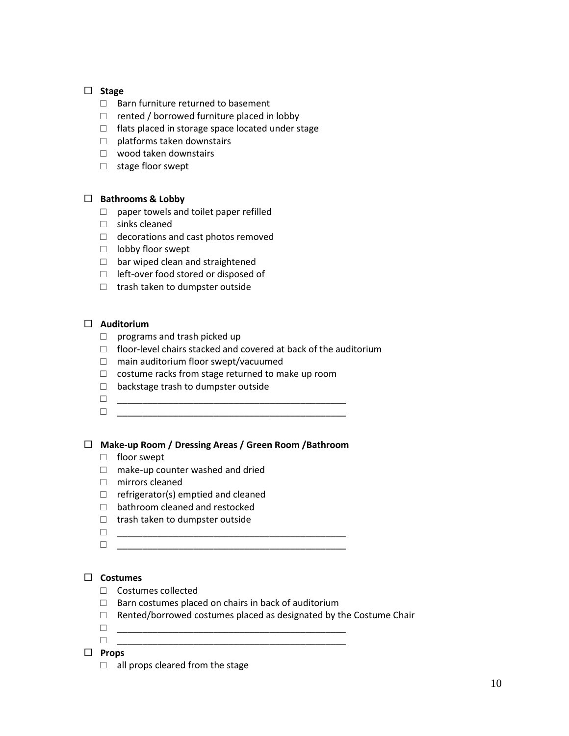- ☐ **Stage**
  - ☐ Barn furniture returned to basement
  - ☐ rented / borrowed furniture placed in lobby
  - ☐ flats placed in storage space located under stage
  - ☐ platforms taken downstairs
  - ☐ wood taken downstairs
  - ☐ stage floor swept

- ☐ **Bathrooms & Lobby**
  - ☐ paper towels and toilet paper refilled
  - ☐ sinks cleaned
  - ☐ decorations and cast photos removed
  - ☐ lobby floor swept
  - ☐ bar wiped clean and straightened
  - ☐ left-over food stored or disposed of
  - ☐ trash taken to dumpster outside

- ☐ **Auditorium**
  - ☐ programs and trash picked up
  - ☐ floor-level chairs stacked and covered at back of the auditorium
  - ☐ main auditorium floor swept/vacuumed
  - ☐ costume racks from stage returned to make up room
  - ☐ backstage trash to dumpster outside
  - ☐ ____________________________________________
  - ☐ ____________________________________________

- ☐ **Make-up Room / Dressing Areas / Green Room /Bathroom**
  - ☐ floor swept
  - ☐ make-up counter washed and dried
  - ☐ mirrors cleaned
  - ☐ refrigerator(s) emptied and cleaned
  - ☐ bathroom cleaned and restocked
  - ☐ trash taken to dumpster outside
  - ☐ ____________________________________________
  - ☐ ____________________________________________

- ☐ **Costumes**
  - ☐ Costumes collected
  - ☐ Barn costumes placed on chairs in back of auditorium
  - ☐ Rented/borrowed costumes placed as designated by the Costume Chair
  - ☐ ____________________________________________
  - ☐ ____________________________________________

- ☐ **Props**
  - ☐ all props cleared from the stage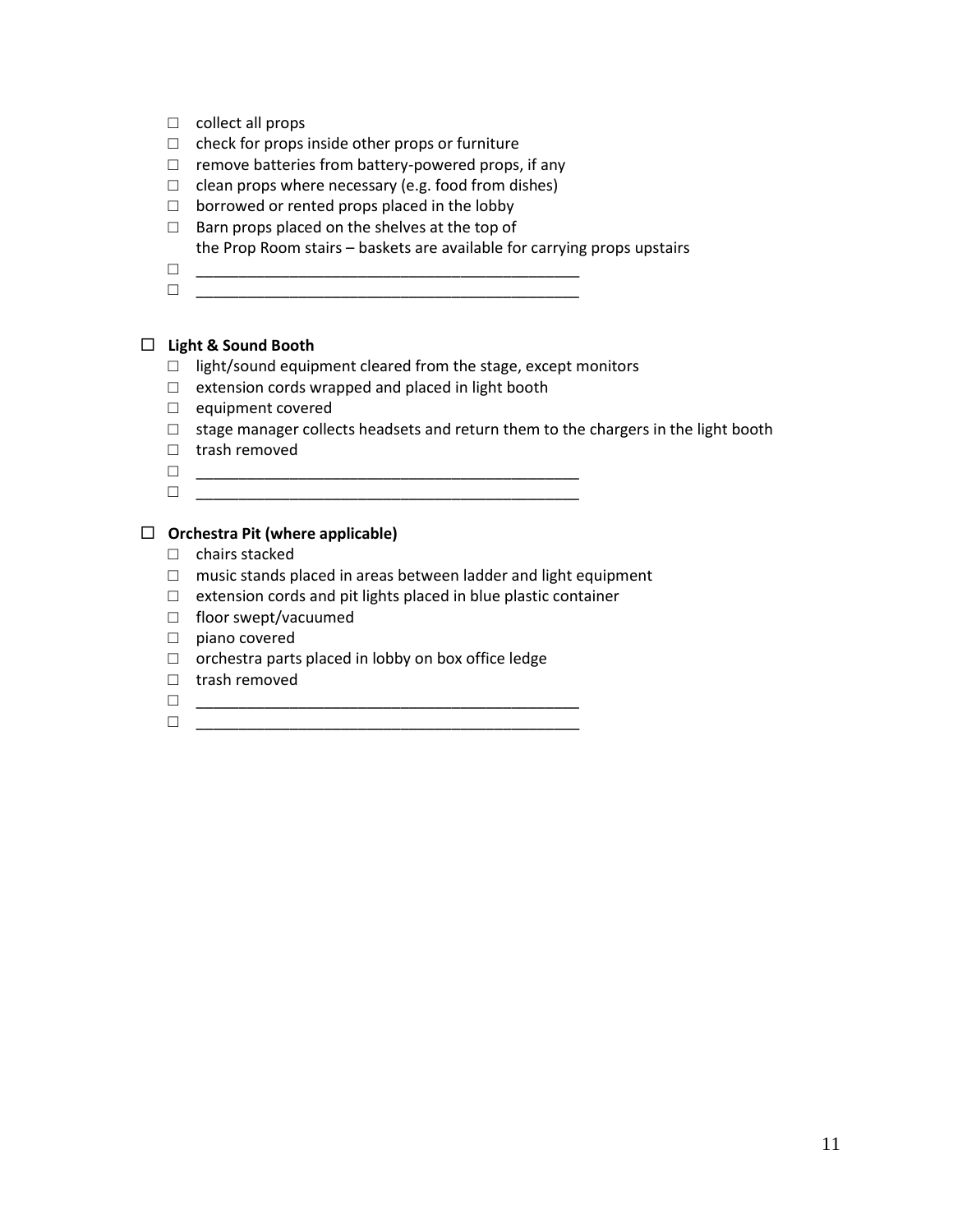- ☐ collect all props
- ☐ check for props inside other props or furniture
- ☐ remove batteries from battery-powered props, if any
- ☐ clean props where necessary (e.g. food from dishes)
- ☐ borrowed or rented props placed in the lobby
- ☐ Barn props placed on the shelves at the top of the Prop Room stairs – baskets are available for carrying props upstairs
- ☐ ___________________________________________
- ☐ ___________________________________________

☐ **Light & Sound Booth**

- ☐ light/sound equipment cleared from the stage, except monitors
- ☐ extension cords wrapped and placed in light booth
- ☐ equipment covered
- ☐ stage manager collects headsets and return them to the chargers in the light booth
- ☐ trash removed
- ☐ ___________________________________________
- ☐ ___________________________________________

☐ **Orchestra Pit (where applicable)**

- ☐ chairs stacked
- ☐ music stands placed in areas between ladder and light equipment
- ☐ extension cords and pit lights placed in blue plastic container
- ☐ floor swept/vacuumed
- ☐ piano covered
- ☐ orchestra parts placed in lobby on box office ledge
- ☐ trash removed
- ☐ ___________________________________________
- ☐ ___________________________________________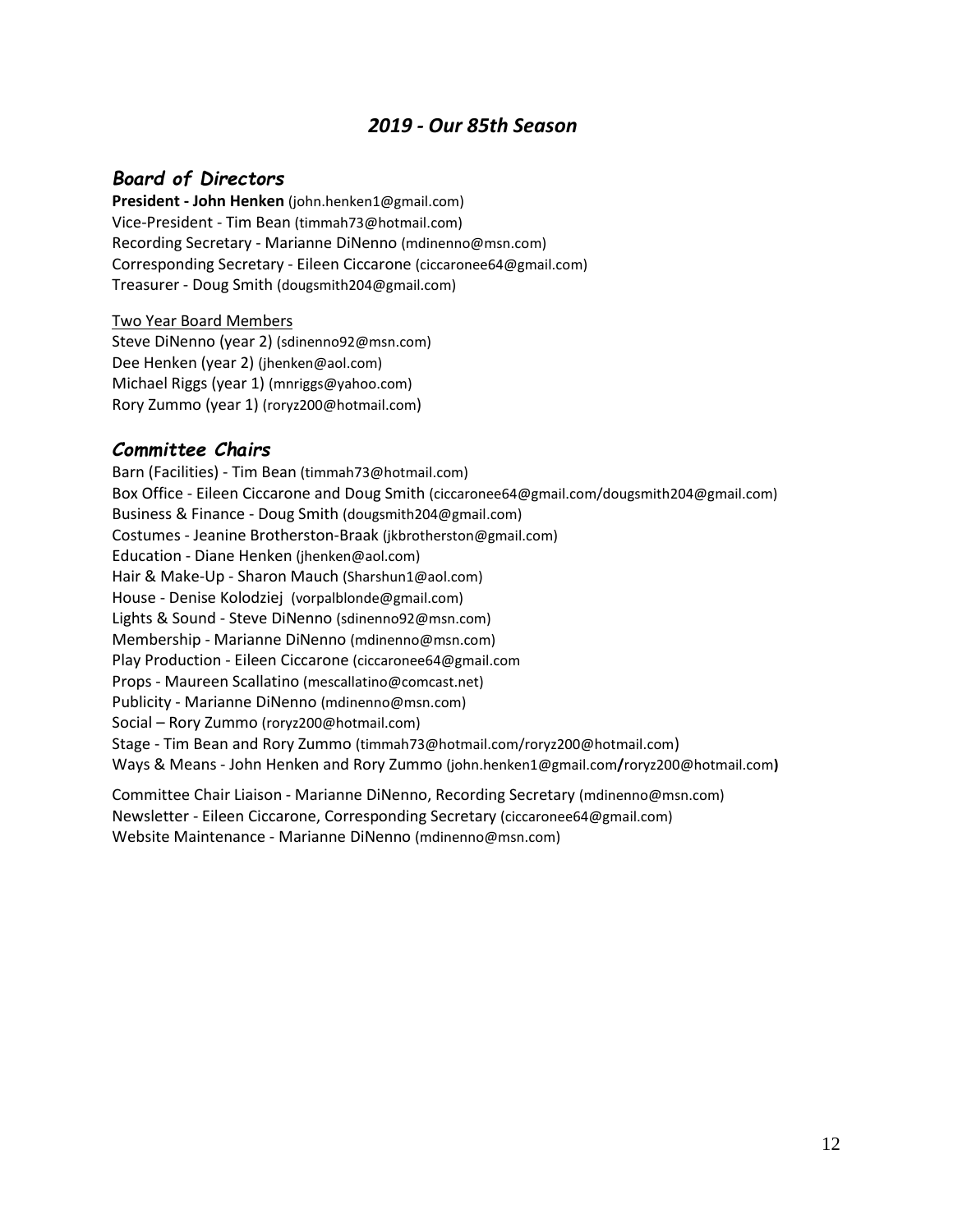## *2019 - Our 85th Season*

### *Board of Directors*

**President - John Henken** (john.henken1@gmail.com)
Vice-President - Tim Bean (timmah73@hotmail.com)
Recording Secretary - Marianne DiNenno (mdinenno@msn.com)
Corresponding Secretary - Eileen Ciccarone (ciccaronee64@gmail.com)
Treasurer - Doug Smith (dougsmith204@gmail.com)

<u>Two Year Board Members</u>
Steve DiNenno (year 2) (sdinenno92@msn.com)
Dee Henken (year 2) (jhenken@aol.com)
Michael Riggs (year 1) (mnriggs@yahoo.com)
Rory Zummo (year 1) (roryz200@hotmail.com)

### *Committee Chairs*

Barn (Facilities) - Tim Bean (timmah73@hotmail.com)
Box Office - Eileen Ciccarone and Doug Smith (ciccaronee64@gmail.com/dougsmith204@gmail.com)
Business & Finance - Doug Smith (dougsmith204@gmail.com)
Costumes - Jeanine Brotherston-Braak (jkbrotherston@gmail.com)
Education - Diane Henken (jhenken@aol.com)
Hair & Make-Up - Sharon Mauch (Sharshun1@aol.com)
House - Denise Kolodziej (vorpalblonde@gmail.com)
Lights & Sound - Steve DiNenno (sdinenno92@msn.com)
Membership - Marianne DiNenno (mdinenno@msn.com)
Play Production - Eileen Ciccarone (ciccaronee64@gmail.com
Props - Maureen Scallatino (mescallatino@comcast.net)
Publicity - Marianne DiNenno (mdinenno@msn.com)
Social – Rory Zummo (roryz200@hotmail.com)
Stage - Tim Bean and Rory Zummo (timmah73@hotmail.com/roryz200@hotmail.com)
Ways & Means - John Henken and Rory Zummo (john.henken1@gmail.com/roryz200@hotmail.com)

Committee Chair Liaison - Marianne DiNenno, Recording Secretary (mdinenno@msn.com)
Newsletter - Eileen Ciccarone, Corresponding Secretary (ciccaronee64@gmail.com)
Website Maintenance - Marianne DiNenno (mdinenno@msn.com)